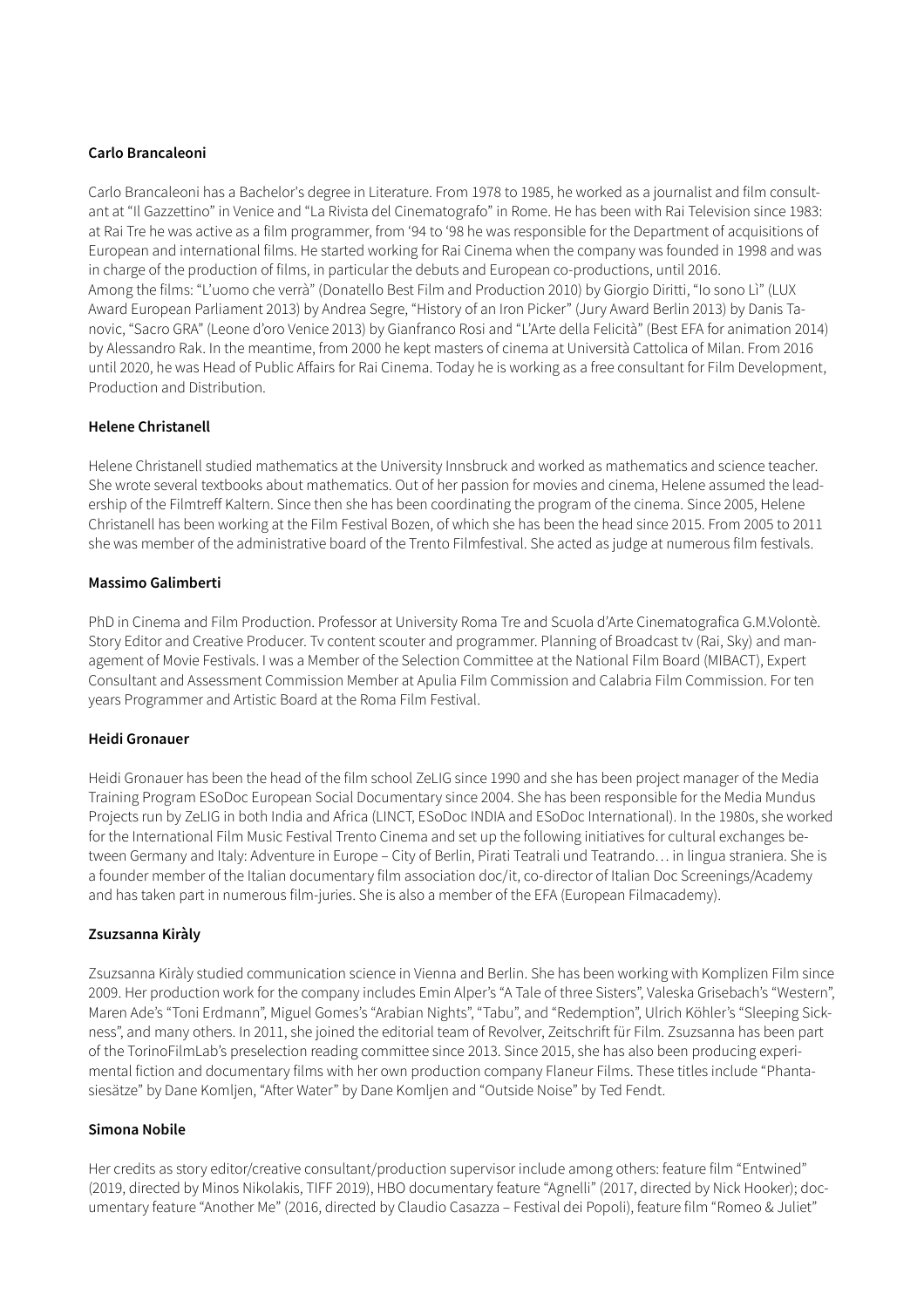**Carlo Brancaleoni**

Carlo Brancaleoni has a Bachelor's degree in Literature. From 1978 to 1985, he worked as a journalist and film consultant at "Il Gazzettino" in Venice and "La Rivista del Cinematografo" in Rome. He has been with Rai Television since 1983: at Rai Tre he was active as a film programmer, from '94 to '98 he was responsible for the Department of acquisitions of European and international films. He started working for Rai Cinema when the company was founded in 1998 and was in charge of the production of films, in particular the debuts and European co-productions, until 2016.
Among the films: "L'uomo che verrà" (Donatello Best Film and Production 2010) by Giorgio Diritti, "Io sono Lì" (LUX Award European Parliament 2013) by Andrea Segre, "History of an Iron Picker" (Jury Award Berlin 2013) by Danis Tanovic, "Sacro GRA" (Leone d'oro Venice 2013) by Gianfranco Rosi and "L'Arte della Felicità" (Best EFA for animation 2014) by Alessandro Rak. In the meantime, from 2000 he kept masters of cinema at Università Cattolica of Milan. From 2016 until 2020, he was Head of Public Affairs for Rai Cinema. Today he is working as a free consultant for Film Development, Production and Distribution.

**Helene Christanell**

Helene Christanell studied mathematics at the University Innsbruck and worked as mathematics and science teacher. She wrote several textbooks about mathematics. Out of her passion for movies and cinema, Helene assumed the leadership of the Filmtreff Kaltern. Since then she has been coordinating the program of the cinema. Since 2005, Helene Christanell has been working at the Film Festival Bozen, of which she has been the head since 2015. From 2005 to 2011 she was member of the administrative board of the Trento Filmfestival. She acted as judge at numerous film festivals.

**Massimo Galimberti**

PhD in Cinema and Film Production. Professor at University Roma Tre and Scuola d'Arte Cinematografica G.M.Volontè. Story Editor and Creative Producer. Tv content scouter and programmer. Planning of Broadcast tv (Rai, Sky) and management of Movie Festivals. I was a Member of the Selection Committee at the National Film Board (MIBACT), Expert Consultant and Assessment Commission Member at Apulia Film Commission and Calabria Film Commission. For ten years Programmer and Artistic Board at the Roma Film Festival.

**Heidi Gronauer**

Heidi Gronauer has been the head of the film school ZeLIG since 1990 and she has been project manager of the Media Training Program ESoDoc European Social Documentary since 2004. She has been responsible for the Media Mundus Projects run by ZeLIG in both India and Africa (LINCT, ESoDoc INDIA and ESoDoc International). In the 1980s, she worked for the International Film Music Festival Trento Cinema and set up the following initiatives for cultural exchanges between Germany and Italy: Adventure in Europe – City of Berlin, Pirati Teatrali und Teatrando… in lingua straniera. She is a founder member of the Italian documentary film association doc/it, co-director of Italian Doc Screenings/Academy and has taken part in numerous film-juries. She is also a member of the EFA (European Filmacademy).

**Zsuzsanna Kiràly**

Zsuzsanna Kiràly studied communication science in Vienna and Berlin. She has been working with Komplizen Film since 2009. Her production work for the company includes Emin Alper's "A Tale of three Sisters", Valeska Grisebach's "Western", Maren Ade's "Toni Erdmann", Miguel Gomes's "Arabian Nights", "Tabu", and "Redemption", Ulrich Köhler's "Sleeping Sickness", and many others. In 2011, she joined the editorial team of Revolver, Zeitschrift für Film. Zsuzsanna has been part of the TorinoFilmLab's preselection reading committee since 2013. Since 2015, she has also been producing experimental fiction and documentary films with her own production company Flaneur Films. These titles include "Phantasiesätze" by Dane Komljen, "After Water" by Dane Komljen and "Outside Noise" by Ted Fendt.

**Simona Nobile**

Her credits as story editor/creative consultant/production supervisor include among others: feature film "Entwined" (2019, directed by Minos Nikolakis, TIFF 2019), HBO documentary feature "Agnelli" (2017, directed by Nick Hooker); documentary feature "Another Me" (2016, directed by Claudio Casazza – Festival dei Popoli), feature film "Romeo & Juliet"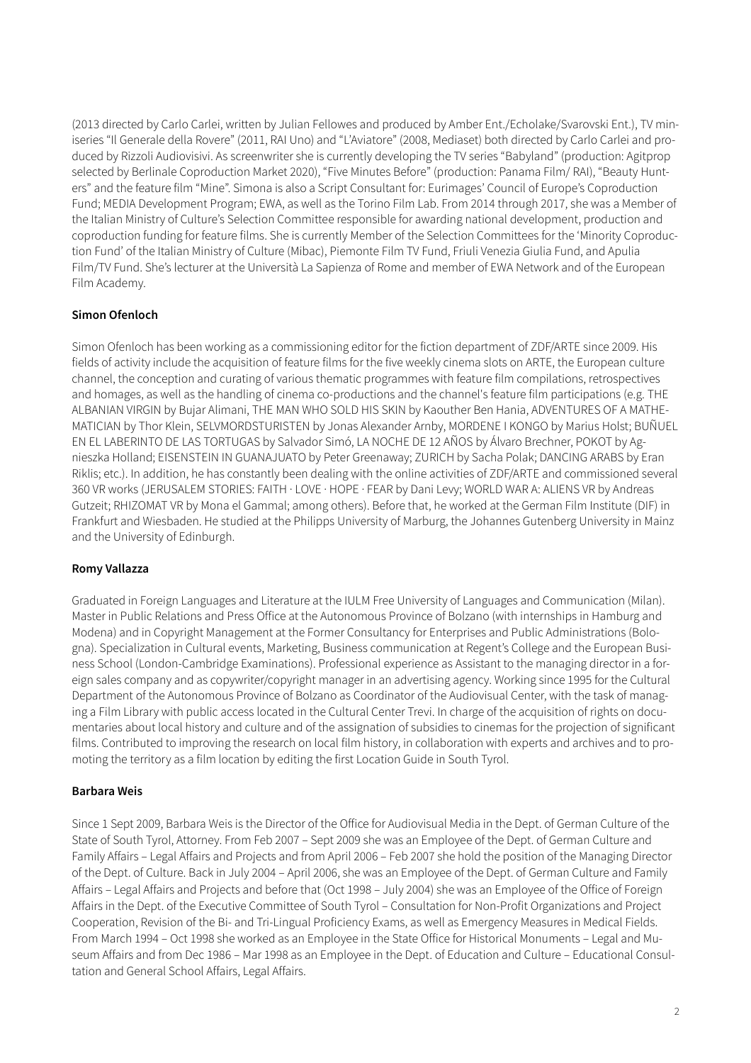(2013 directed by Carlo Carlei, written by Julian Fellowes and produced by Amber Ent./Echolake/Svarovski Ent.), TV miniseries "Il Generale della Rovere" (2011, RAI Uno) and "L'Aviatore" (2008, Mediaset) both directed by Carlo Carlei and produced by Rizzoli Audiovisivi. As screenwriter she is currently developing the TV series "Babyland" (production: Agitprop selected by Berlinale Coproduction Market 2020), "Five Minutes Before" (production: Panama Film/ RAI), "Beauty Hunters" and the feature film "Mine". Simona is also a Script Consultant for: Eurimages' Council of Europe's Coproduction Fund; MEDIA Development Program; EWA, as well as the Torino Film Lab. From 2014 through 2017, she was a Member of the Italian Ministry of Culture's Selection Committee responsible for awarding national development, production and coproduction funding for feature films. She is currently Member of the Selection Committees for the 'Minority Coproduction Fund' of the Italian Ministry of Culture (Mibac), Piemonte Film TV Fund, Friuli Venezia Giulia Fund, and Apulia Film/TV Fund. She's lecturer at the Università La Sapienza of Rome and member of EWA Network and of the European Film Academy.

**Simon Ofenloch**

Simon Ofenloch has been working as a commissioning editor for the fiction department of ZDF/ARTE since 2009. His fields of activity include the acquisition of feature films for the five weekly cinema slots on ARTE, the European culture channel, the conception and curating of various thematic programmes with feature film compilations, retrospectives and homages, as well as the handling of cinema co-productions and the channel's feature film participations (e.g. THE ALBANIAN VIRGIN by Bujar Alimani, THE MAN WHO SOLD HIS SKIN by Kaouther Ben Hania, ADVENTURES OF A MATHEMATICIAN by Thor Klein, SELVMORDSTURISTEN by Jonas Alexander Arnby, MORDENE I KONGO by Marius Holst; BUÑUEL EN EL LABERINTO DE LAS TORTUGAS by Salvador Simó, LA NOCHE DE 12 AÑOS by Álvaro Brechner, POKOT by Agnieszka Holland; EISENSTEIN IN GUANAJUATO by Peter Greenaway; ZURICH by Sacha Polak; DANCING ARABS by Eran Riklis; etc.). In addition, he has constantly been dealing with the online activities of ZDF/ARTE and commissioned several 360 VR works (JERUSALEM STORIES: FAITH · LOVE · HOPE · FEAR by Dani Levy; WORLD WAR A: ALIENS VR by Andreas Gutzeit; RHIZOMAT VR by Mona el Gammal; among others). Before that, he worked at the German Film Institute (DIF) in Frankfurt and Wiesbaden. He studied at the Philipps University of Marburg, the Johannes Gutenberg University in Mainz and the University of Edinburgh.

**Romy Vallazza**

Graduated in Foreign Languages and Literature at the IULM Free University of Languages and Communication (Milan). Master in Public Relations and Press Office at the Autonomous Province of Bolzano (with internships in Hamburg and Modena) and in Copyright Management at the Former Consultancy for Enterprises and Public Administrations (Bologna). Specialization in Cultural events, Marketing, Business communication at Regent's College and the European Business School (London-Cambridge Examinations). Professional experience as Assistant to the managing director in a foreign sales company and as copywriter/copyright manager in an advertising agency. Working since 1995 for the Cultural Department of the Autonomous Province of Bolzano as Coordinator of the Audiovisual Center, with the task of managing a Film Library with public access located in the Cultural Center Trevi. In charge of the acquisition of rights on documentaries about local history and culture and of the assignation of subsidies to cinemas for the projection of significant films. Contributed to improving the research on local film history, in collaboration with experts and archives and to promoting the territory as a film location by editing the first Location Guide in South Tyrol.

**Barbara Weis**

Since 1 Sept 2009, Barbara Weis is the Director of the Office for Audiovisual Media in the Dept. of German Culture of the State of South Tyrol, Attorney. From Feb 2007 – Sept 2009 she was an Employee of the Dept. of German Culture and Family Affairs – Legal Affairs and Projects and from April 2006 – Feb 2007 she hold the position of the Managing Director of the Dept. of Culture. Back in July 2004 – April 2006, she was an Employee of the Dept. of German Culture and Family Affairs – Legal Affairs and Projects and before that (Oct 1998 – July 2004) she was an Employee of the Office of Foreign Affairs in the Dept. of the Executive Committee of South Tyrol – Consultation for Non-Profit Organizations and Project Cooperation, Revision of the Bi- and Tri-Lingual Proficiency Exams, as well as Emergency Measures in Medical Fields. From March 1994 – Oct 1998 she worked as an Employee in the State Office for Historical Monuments – Legal and Museum Affairs and from Dec 1986 – Mar 1998 as an Employee in the Dept. of Education and Culture – Educational Consultation and General School Affairs, Legal Affairs.